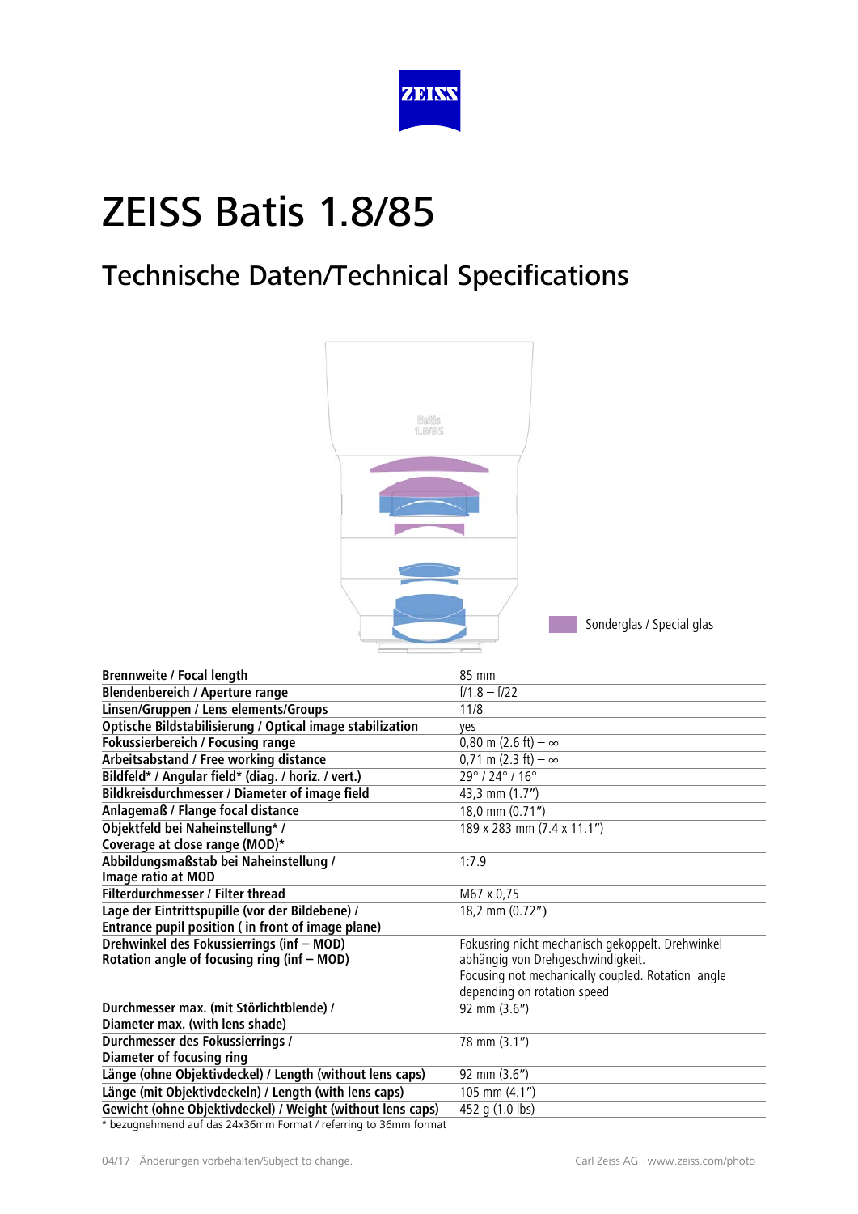ZEISS

# ZEISS Batis 1.8/85

## Technische Daten/Technical Specifications

Sonderglas / Special glas

| | |
|---|---|
| **Brennweite / Focal length** | 85 mm |
| **Blendenbereich / Aperture range** | f/1.8 – f/22 |
| **Linsen/Gruppen / Lens elements/Groups** | 11/8 |
| **Optische Bildstabilisierung / Optical image stabilization** | yes |
| **Fokussierbereich / Focusing range** | 0,80 m (2.6 ft) – ∞ |
| **Arbeitsabstand / Free working distance** | 0,71 m (2.3 ft) – ∞ |
| **Bildfeld* / Angular field* (diag. / horiz. / vert.)** | 29° / 24° / 16° |
| **Bildkreisdurchmesser / Diameter of image field** | 43,3 mm (1.7″) |
| **Anlagemaß / Flange focal distance** | 18,0 mm (0.71″) |
| **Objektfeld bei Naheinstellung* / Coverage at close range (MOD)*** | 189 x 283 mm (7.4 x 11.1″) |
| **Abbildungsmaßstab bei Naheinstellung / Image ratio at MOD** | 1:7.9 |
| **Filterdurchmesser / Filter thread** | M67 x 0,75 |
| **Lage der Eintrittspupille (vor der Bildebene) / Entrance pupil position ( in front of image plane)** | 18,2 mm (0.72″) |
| **Drehwinkel des Fokussierrings (inf – MOD) Rotation angle of focusing ring (inf – MOD)** | Fokusring nicht mechanisch gekoppelt. Drehwinkel abhängig von Drehgeschwindigkeit. Focusing not mechanically coupled. Rotation angle depending on rotation speed |
| **Durchmesser max. (mit Störlichtblende) / Diameter max. (with lens shade)** | 92 mm (3.6″) |
| **Durchmesser des Fokussierrings / Diameter of focusing ring** | 78 mm (3.1″) |
| **Länge (ohne Objektivdeckel) / Length (without lens caps)** | 92 mm (3.6″) |
| **Länge (mit Objektivdeckeln) / Length (with lens caps)** | 105 mm (4.1″) |
| **Gewicht (ohne Objektivdeckel) / Weight (without lens caps)** | 452 g (1.0 lbs) |

* bezugnehmend auf das 24x36mm Format / referring to 36mm format

04/17 · Änderungen vorbehalten/Subject to change. Carl Zeiss AG · www.zeiss.com/photo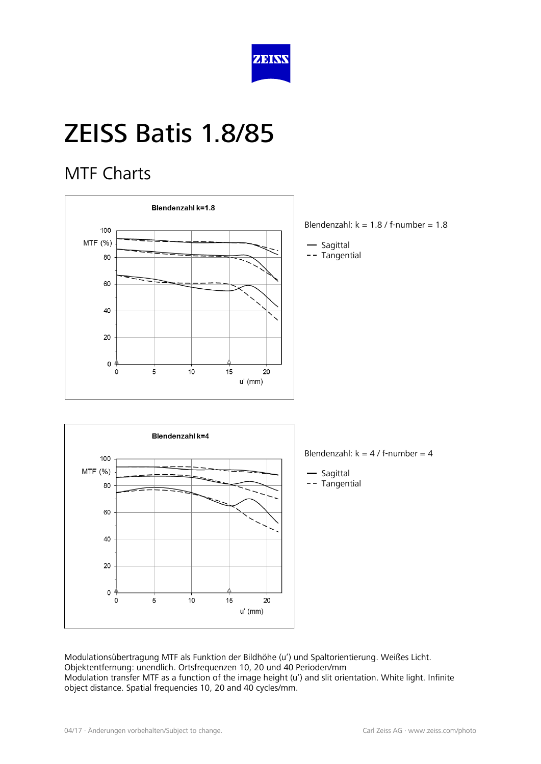# ZEISS Batis 1.8/85

## MTF Charts

**Blendenzahl k=1.8**

MTF (%)

100
80
60
40
20
0

0 5 10 15 20

u' (mm)

Blendenzahl: k = 1.8 / f-number = 1.8

— Sagittal
-- Tangential

**Blendenzahl k=4**

MTF (%)

100
80
60
40
20
0

0 5 10 15 20

u' (mm)

Blendenzahl: k = 4 / f-number = 4

— Sagittal
-- Tangential

Modulationsübertragung MTF als Funktion der Bildhöhe (u') und Spaltorientierung. Weißes Licht. Objektentfernung: unendlich. Ortsfrequenzen 10, 20 und 40 Perioden/mm
Modulation transfer MTF as a function of the image height (u') and slit orientation. White light. Infinite object distance. Spatial frequencies 10, 20 and 40 cycles/mm.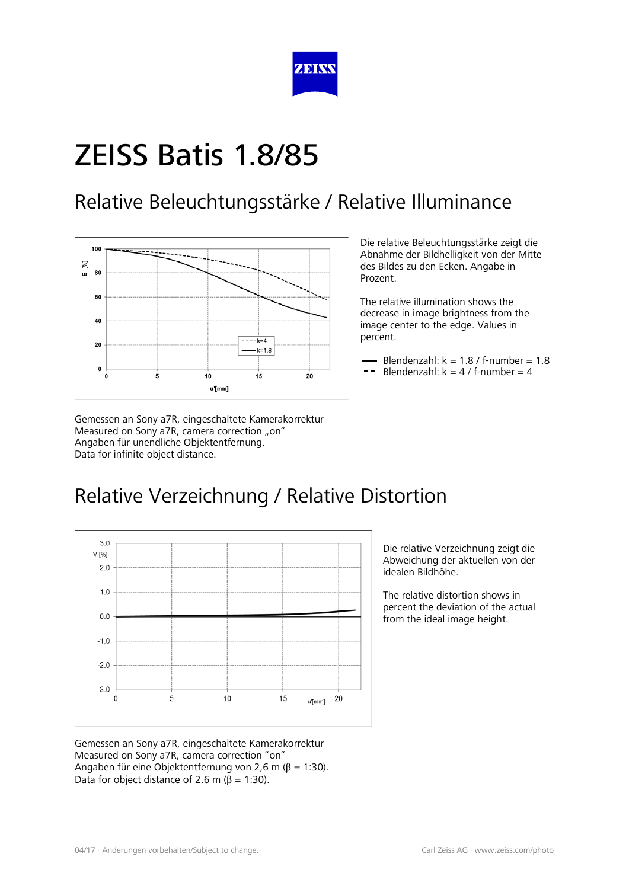# ZEISS Batis 1.8/85

## Relative Beleuchtungsstärke / Relative Illuminance

Die relative Beleuchtungsstärke zeigt die Abnahme der Bildhelligkeit von der Mitte des Bildes zu den Ecken. Angabe in Prozent.

The relative illumination shows the decrease in image brightness from the image center to the edge. Values in percent.

- Blendenzahl: k = 1.8 / f-number = 1.8
- Blendenzahl: k = 4 / f-number = 4

Gemessen an Sony a7R, eingeschaltete Kamerakorrektur
Measured on Sony a7R, camera correction „on"
Angaben für unendliche Objektentfernung.
Data for infinite object distance.

## Relative Verzeichnung / Relative Distortion

Die relative Verzeichnung zeigt die Abweichung der aktuellen von der idealen Bildhöhe.

The relative distortion shows in percent the deviation of the actual from the ideal image height.

Gemessen an Sony a7R, eingeschaltete Kamerakorrektur
Measured on Sony a7R, camera correction "on"
Angaben für eine Objektentfernung von 2,6 m (β = 1:30).
Data for object distance of 2.6 m (β = 1:30).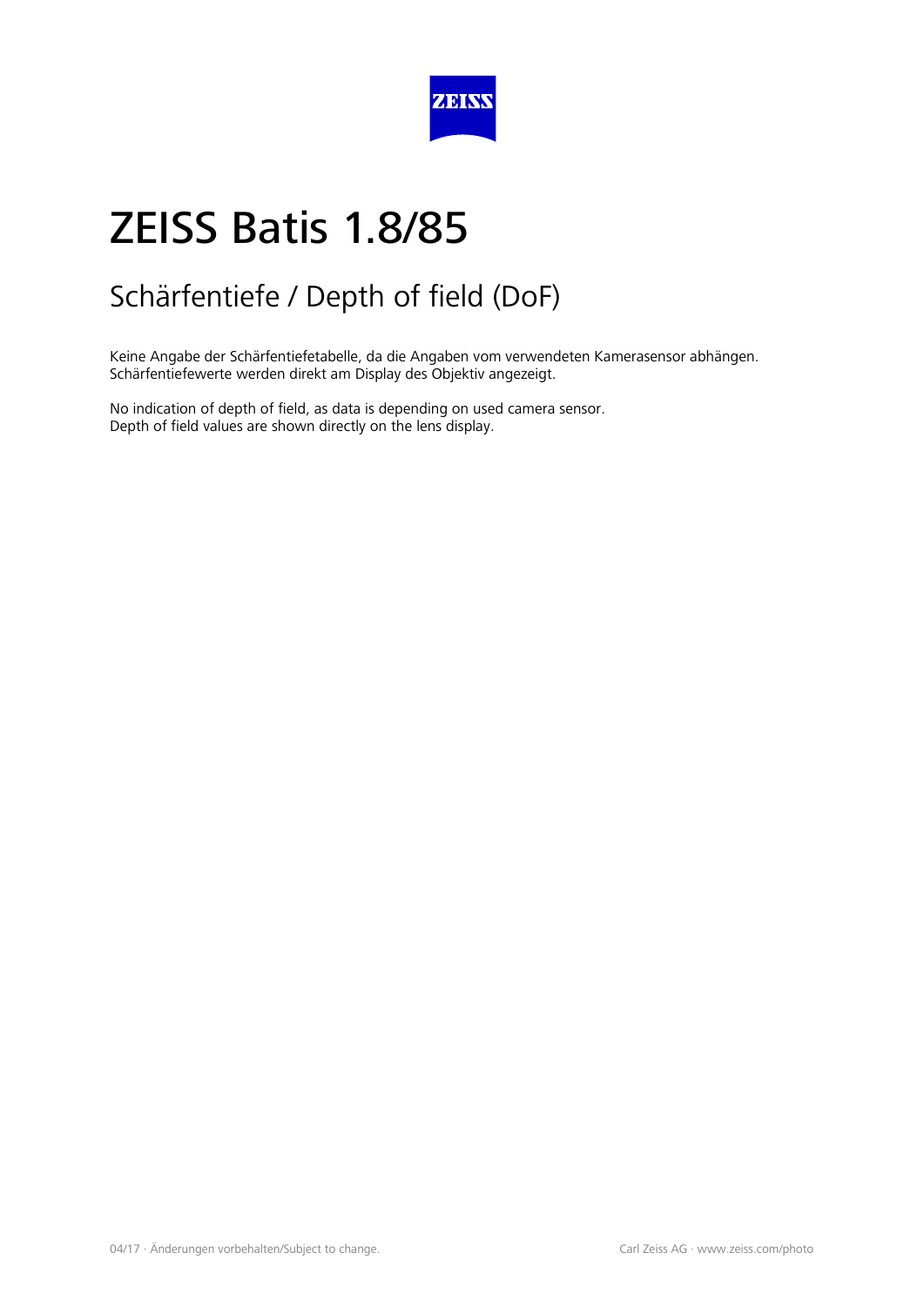# ZEISS Batis 1.8/85

## Schärfentiefe / Depth of field (DoF)

Keine Angabe der Schärfentiefetabelle, da die Angaben vom verwendeten Kamerasensor abhängen.
Schärfentiefewerte werden direkt am Display des Objektiv angezeigt.

No indication of depth of field, as data is depending on used camera sensor.
Depth of field values are shown directly on the lens display.